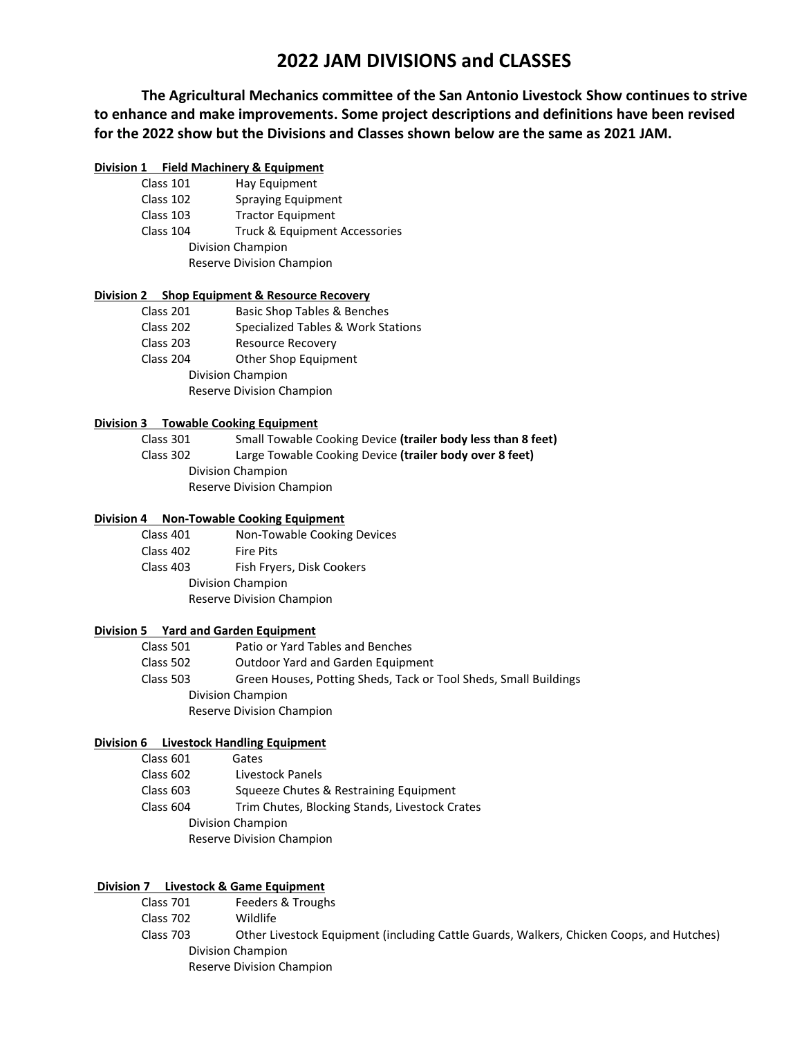# 2022 JAM DIVISIONS and CLASSES

**The Agricultural Mechanics committee of the San Antonio Livestock Show continues to strive to enhance and make improvements. Some project descriptions and definitions have been revised for the 2022 show but the Divisions and Classes shown below are the same as 2021 JAM.**

**Division 1 Field Machinery & Equipment**

- Class 101 Hay Equipment
- Class 102 Spraying Equipment
- Class 103 Tractor Equipment
- Class 104 Truck & Equipment Accessories
  - Division Champion
  - Reserve Division Champion

**Division 2 Shop Equipment & Resource Recovery**

- Class 201 Basic Shop Tables & Benches
- Class 202 Specialized Tables & Work Stations
- Class 203 Resource Recovery
- Class 204 Other Shop Equipment
  - Division Champion
  - Reserve Division Champion

**Division 3 Towable Cooking Equipment**

- Class 301 Small Towable Cooking Device **(trailer body less than 8 feet)**
- Class 302 Large Towable Cooking Device **(trailer body over 8 feet)**
  - Division Champion
  - Reserve Division Champion

**Division 4 Non-Towable Cooking Equipment**

- Class 401 Non-Towable Cooking Devices
- Class 402 Fire Pits
- Class 403 Fish Fryers, Disk Cookers
  - Division Champion
  - Reserve Division Champion

**Division 5 Yard and Garden Equipment**

- Class 501 Patio or Yard Tables and Benches
- Class 502 Outdoor Yard and Garden Equipment
- Class 503 Green Houses, Potting Sheds, Tack or Tool Sheds, Small Buildings
  - Division Champion
  - Reserve Division Champion

**Division 6 Livestock Handling Equipment**

- Class 601 Gates
- Class 602 Livestock Panels
- Class 603 Squeeze Chutes & Restraining Equipment
- Class 604 Trim Chutes, Blocking Stands, Livestock Crates
  - Division Champion
  - Reserve Division Champion

**Division 7 Livestock & Game Equipment**

- Class 701 Feeders & Troughs
- Class 702 Wildlife
- Class 703 Other Livestock Equipment (including Cattle Guards, Walkers, Chicken Coops, and Hutches)
  - Division Champion
  - Reserve Division Champion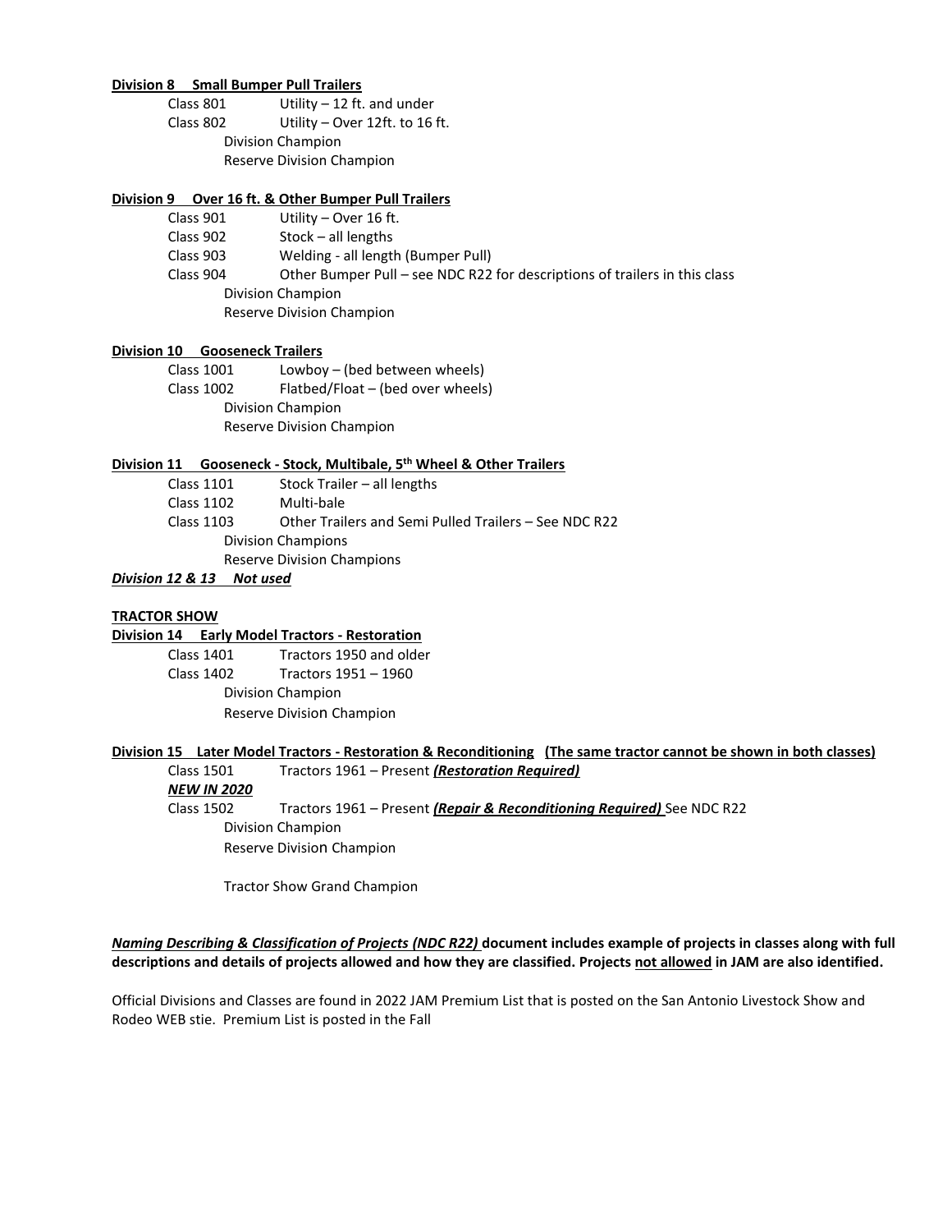**Division 8 Small Bumper Pull Trailers**

Class 801 Utility – 12 ft. and under
Class 802 Utility – Over 12ft. to 16 ft.
Division Champion
Reserve Division Champion

**Division 9 Over 16 ft. & Other Bumper Pull Trailers**

Class 901 Utility – Over 16 ft.
Class 902 Stock – all lengths
Class 903 Welding - all length (Bumper Pull)
Class 904 Other Bumper Pull – see NDC R22 for descriptions of trailers in this class
Division Champion
Reserve Division Champion

**Division 10 Gooseneck Trailers**

Class 1001 Lowboy – (bed between wheels)
Class 1002 Flatbed/Float – (bed over wheels)
Division Champion
Reserve Division Champion

**Division 11 Gooseneck - Stock, Multibale, 5th Wheel & Other Trailers**

Class 1101 Stock Trailer – all lengths
Class 1102 Multi-bale
Class 1103 Other Trailers and Semi Pulled Trailers – See NDC R22
Division Champions
Reserve Division Champions

***Division 12 & 13 Not used***

**TRACTOR SHOW**

**Division 14 Early Model Tractors - Restoration**

Class 1401 Tractors 1950 and older
Class 1402 Tractors 1951 – 1960
Division Champion
Reserve Division Champion

**Division 15 Later Model Tractors - Restoration & Reconditioning (The same tractor cannot be shown in both classes)**

Class 1501 Tractors 1961 – Present ***(Restoration Required)***
***NEW IN 2020***
Class 1502 Tractors 1961 – Present ***(Repair & Reconditioning Required)*** See NDC R22
Division Champion
Reserve Division Champion

Tractor Show Grand Champion

***Naming Describing & Classification of Projects (NDC R22)*** **document includes example of projects in classes along with full descriptions and details of projects allowed and how they are classified. Projects not allowed in JAM are also identified.**

Official Divisions and Classes are found in 2022 JAM Premium List that is posted on the San Antonio Livestock Show and Rodeo WEB stie. Premium List is posted in the Fall